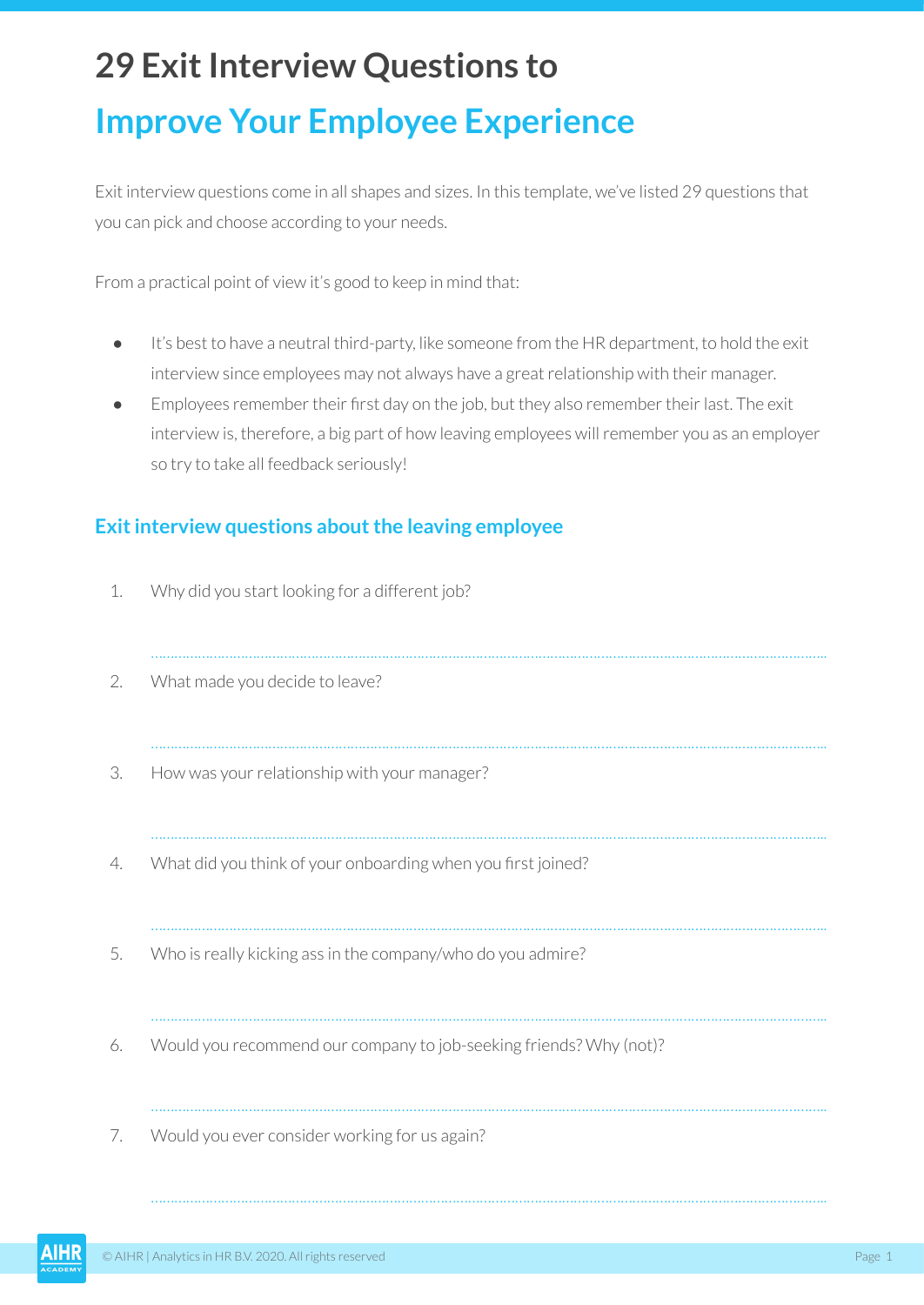# 29 Exit Interview Questions to

# Improve Your Employee Experience

Exit interview questions come in all shapes and sizes. In this template, we've listed 29 questions that you can pick and choose according to your needs.

From a practical point of view it's good to keep in mind that:

- It's best to have a neutral third-party, like someone from the HR department, to hold the exit interview since employees may not always have a great relationship with their manager.
- Employees remember their first day on the job, but they also remember their last. The exit interview is, therefore, a big part of how leaving employees will remember you as an employer so try to take all feedback seriously!

## Exit interview questions about the leaving employee

1. Why did you start looking for a different job?

   ..............................................................................................................................................

2. What made you decide to leave?

   ..............................................................................................................................................

3. How was your relationship with your manager?

   ..............................................................................................................................................

4. What did you think of your onboarding when you first joined?

   ..............................................................................................................................................

5. Who is really kicking ass in the company/who do you admire?

   ..............................................................................................................................................

6. Would you recommend our company to job-seeking friends? Why (not)?

   ..............................................................................................................................................

7. Would you ever consider working for us again?

   ..............................................................................................................................................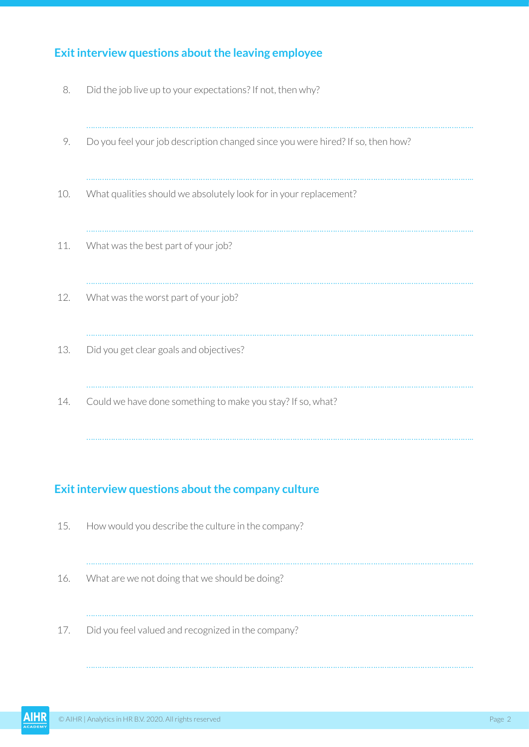## Exit interview questions about the leaving employee

8. Did the job live up to your expectations? If not, then why?

9. Do you feel your job description changed since you were hired? If so, then how?

10. What qualities should we absolutely look for in your replacement?

11. What was the best part of your job?

12. What was the worst part of your job?

13. Did you get clear goals and objectives?

14. Could we have done something to make you stay? If so, what?

## Exit interview questions about the company culture

15. How would you describe the culture in the company?

16. What are we not doing that we should be doing?

17. Did you feel valued and recognized in the company?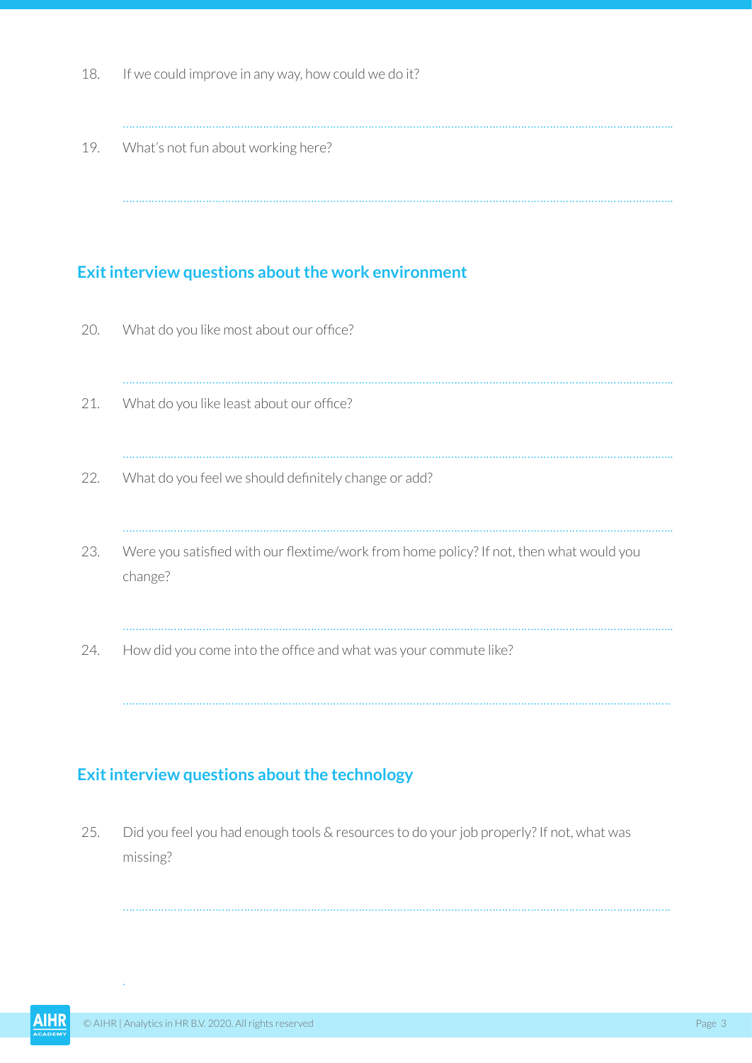18. If we could improve in any way, how could we do it?

19. What's not fun about working here?

## Exit interview questions about the work environment

20. What do you like most about our office?

21. What do you like least about our office?

22. What do you feel we should definitely change or add?

23. Were you satisfied with our flextime/work from home policy? If not, then what would you change?

24. How did you come into the office and what was your commute like?

## Exit interview questions about the technology

25. Did you feel you had enough tools & resources to do your job properly? If not, what was missing?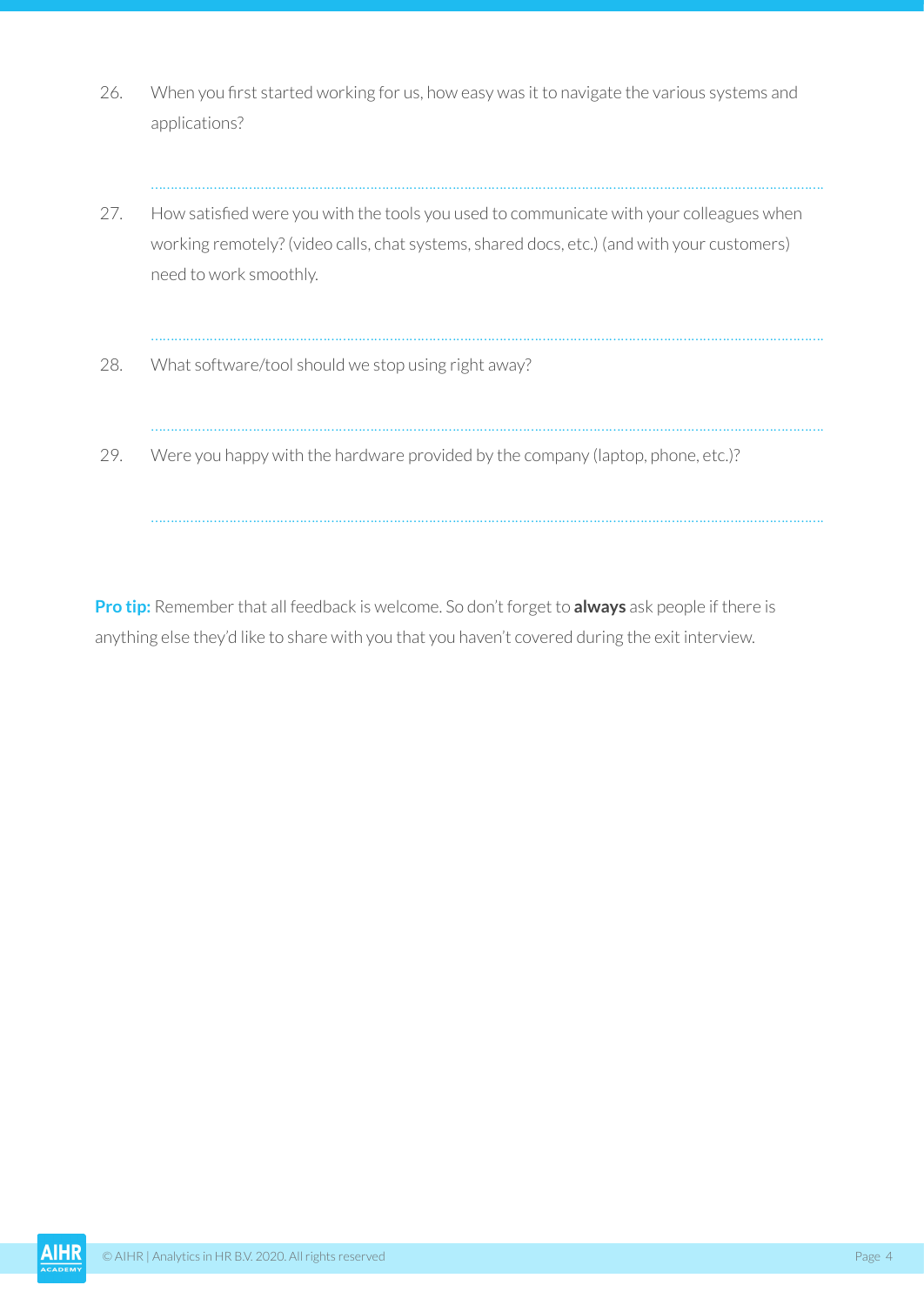26. When you first started working for us, how easy was it to navigate the various systems and applications?

27. How satisfied were you with the tools you used to communicate with your colleagues when working remotely? (video calls, chat systems, shared docs, etc.) (and with your customers) need to work smoothly.

28. What software/tool should we stop using right away?

29. Were you happy with the hardware provided by the company (laptop, phone, etc.)?

**Pro tip:** Remember that all feedback is welcome. So don't forget to **always** ask people if there is anything else they'd like to share with you that you haven't covered during the exit interview.